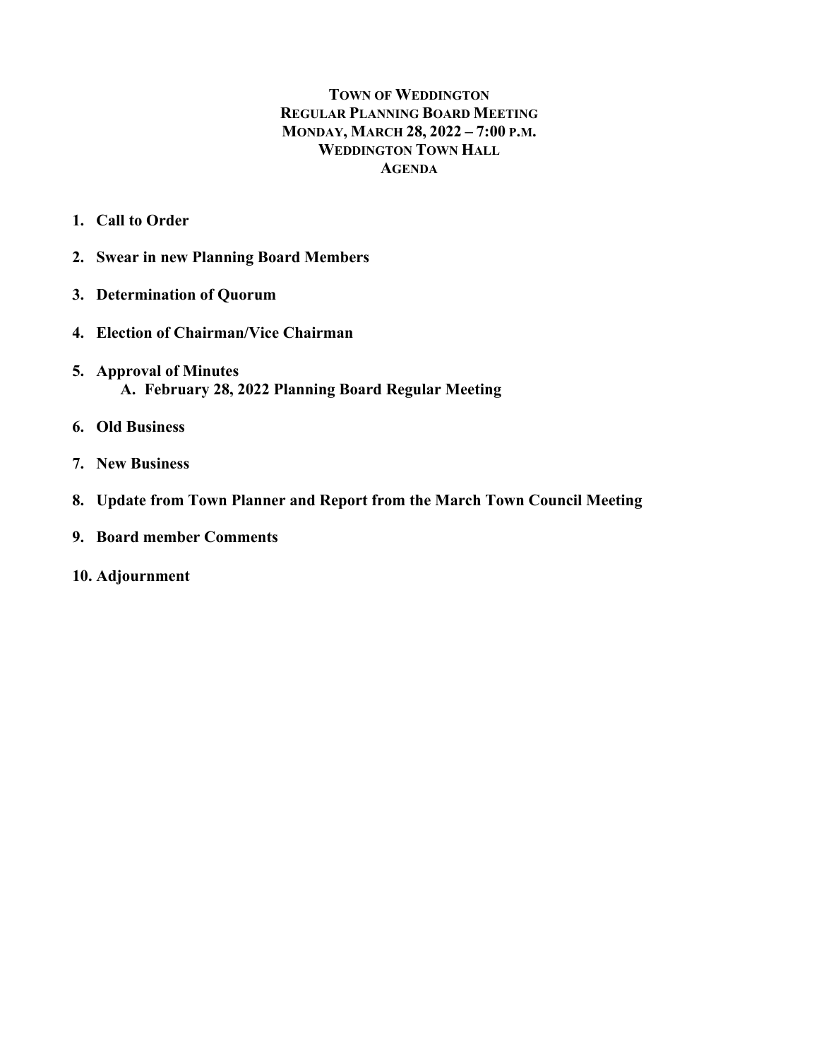# TOWN OF WEDDINGTON
## REGULAR PLANNING BOARD MEETING
## MONDAY, MARCH 28, 2022 – 7:00 P.M.
## WEDDINGTON TOWN HALL
## AGENDA

1. **Call to Order**
2. **Swear in new Planning Board Members**
3. **Determination of Quorum**
4. **Election of Chairman/Vice Chairman**
5. **Approval of Minutes**
   A. **February 28, 2022 Planning Board Regular Meeting**
6. **Old Business**
7. **New Business**
8. **Update from Town Planner and Report from the March Town Council Meeting**
9. **Board member Comments**
10. **Adjournment**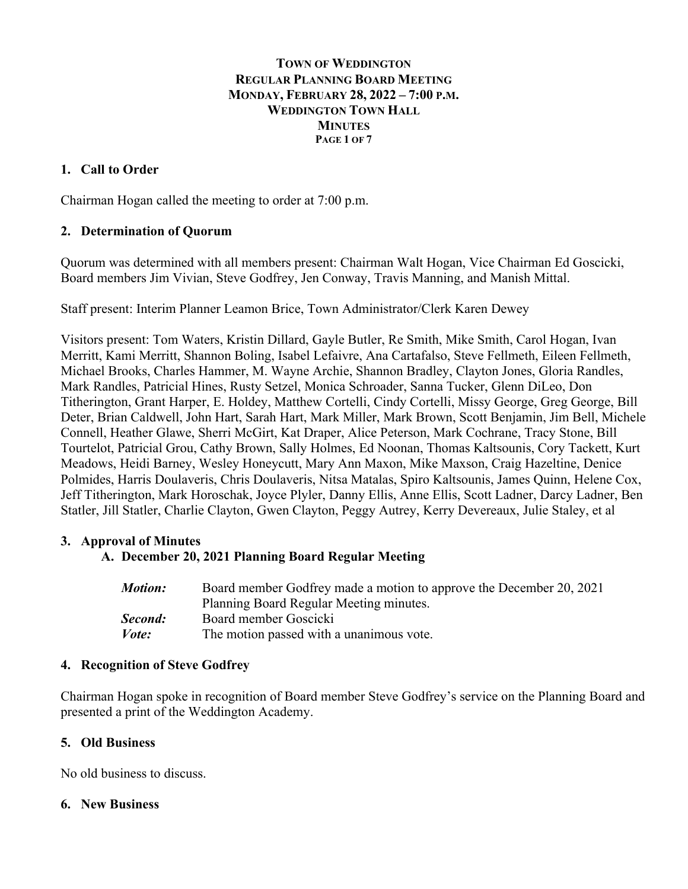**TOWN OF WEDDINGTON**
**REGULAR PLANNING BOARD MEETING**
**MONDAY, FEBRUARY 28, 2022 – 7:00 P.M.**
**WEDDINGTON TOWN HALL**
**MINUTES**

## 1. Call to Order

Chairman Hogan called the meeting to order at 7:00 p.m.

## 2. Determination of Quorum

Quorum was determined with all members present: Chairman Walt Hogan, Vice Chairman Ed Goscicki, Board members Jim Vivian, Steve Godfrey, Jen Conway, Travis Manning, and Manish Mittal.

Staff present: Interim Planner Leamon Brice, Town Administrator/Clerk Karen Dewey

Visitors present: Tom Waters, Kristin Dillard, Gayle Butler, Re Smith, Mike Smith, Carol Hogan, Ivan Merritt, Kami Merritt, Shannon Boling, Isabel Lefaivre, Ana Cartafalso, Steve Fellmeth, Eileen Fellmeth, Michael Brooks, Charles Hammer, M. Wayne Archie, Shannon Bradley, Clayton Jones, Gloria Randles, Mark Randles, Patricial Hines, Rusty Setzel, Monica Schroader, Sanna Tucker, Glenn DiLeo, Don Titherington, Grant Harper, E. Holdey, Matthew Cortelli, Cindy Cortelli, Missy George, Greg George, Bill Deter, Brian Caldwell, John Hart, Sarah Hart, Mark Miller, Mark Brown, Scott Benjamin, Jim Bell, Michele Connell, Heather Glawe, Sherri McGirt, Kat Draper, Alice Peterson, Mark Cochrane, Tracy Stone, Bill Tourtelot, Patricial Grou, Cathy Brown, Sally Holmes, Ed Noonan, Thomas Kaltsounis, Cory Tackett, Kurt Meadows, Heidi Barney, Wesley Honeycutt, Mary Ann Maxon, Mike Maxson, Craig Hazeltine, Denice Polmides, Harris Doulaveris, Chris Doulaveris, Nitsa Matalas, Spiro Kaltsounis, James Quinn, Helene Cox, Jeff Titherington, Mark Horoschak, Joyce Plyler, Danny Ellis, Anne Ellis, Scott Ladner, Darcy Ladner, Ben Statler, Jill Statler, Charlie Clayton, Gwen Clayton, Peggy Autrey, Kerry Devereaux, Julie Staley, et al

## 3. Approval of Minutes

### A. December 20, 2021 Planning Board Regular Meeting

***Motion:*** Board member Godfrey made a motion to approve the December 20, 2021 Planning Board Regular Meeting minutes.
***Second:*** Board member Goscicki
***Vote:*** The motion passed with a unanimous vote.

## 4. Recognition of Steve Godfrey

Chairman Hogan spoke in recognition of Board member Steve Godfrey's service on the Planning Board and presented a print of the Weddington Academy.

## 5. Old Business

No old business to discuss.

## 6. New Business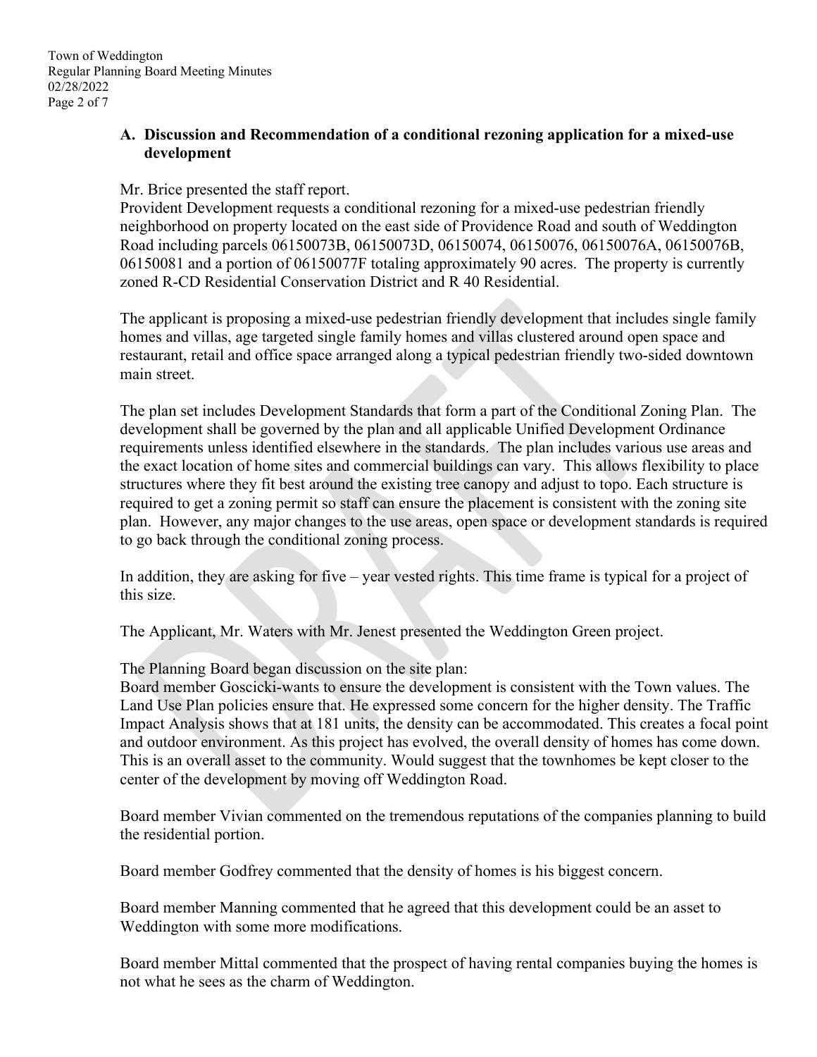**A. Discussion and Recommendation of a conditional rezoning application for a mixed-use development**

Mr. Brice presented the staff report.
Provident Development requests a conditional rezoning for a mixed-use pedestrian friendly neighborhood on property located on the east side of Providence Road and south of Weddington Road including parcels 06150073B, 06150073D, 06150074, 06150076, 06150076A, 06150076B, 06150081 and a portion of 06150077F totaling approximately 90 acres. The property is currently zoned R-CD Residential Conservation District and R 40 Residential.

The applicant is proposing a mixed-use pedestrian friendly development that includes single family homes and villas, age targeted single family homes and villas clustered around open space and restaurant, retail and office space arranged along a typical pedestrian friendly two-sided downtown main street.

The plan set includes Development Standards that form a part of the Conditional Zoning Plan. The development shall be governed by the plan and all applicable Unified Development Ordinance requirements unless identified elsewhere in the standards. The plan includes various use areas and the exact location of home sites and commercial buildings can vary. This allows flexibility to place structures where they fit best around the existing tree canopy and adjust to topo. Each structure is required to get a zoning permit so staff can ensure the placement is consistent with the zoning site plan. However, any major changes to the use areas, open space or development standards is required to go back through the conditional zoning process.

In addition, they are asking for five – year vested rights. This time frame is typical for a project of this size.

The Applicant, Mr. Waters with Mr. Jenest presented the Weddington Green project.

The Planning Board began discussion on the site plan:
Board member Goscicki-wants to ensure the development is consistent with the Town values. The Land Use Plan policies ensure that. He expressed some concern for the higher density. The Traffic Impact Analysis shows that at 181 units, the density can be accommodated. This creates a focal point and outdoor environment. As this project has evolved, the overall density of homes has come down. This is an overall asset to the community. Would suggest that the townhomes be kept closer to the center of the development by moving off Weddington Road.

Board member Vivian commented on the tremendous reputations of the companies planning to build the residential portion.

Board member Godfrey commented that the density of homes is his biggest concern.

Board member Manning commented that he agreed that this development could be an asset to Weddington with some more modifications.

Board member Mittal commented that the prospect of having rental companies buying the homes is not what he sees as the charm of Weddington.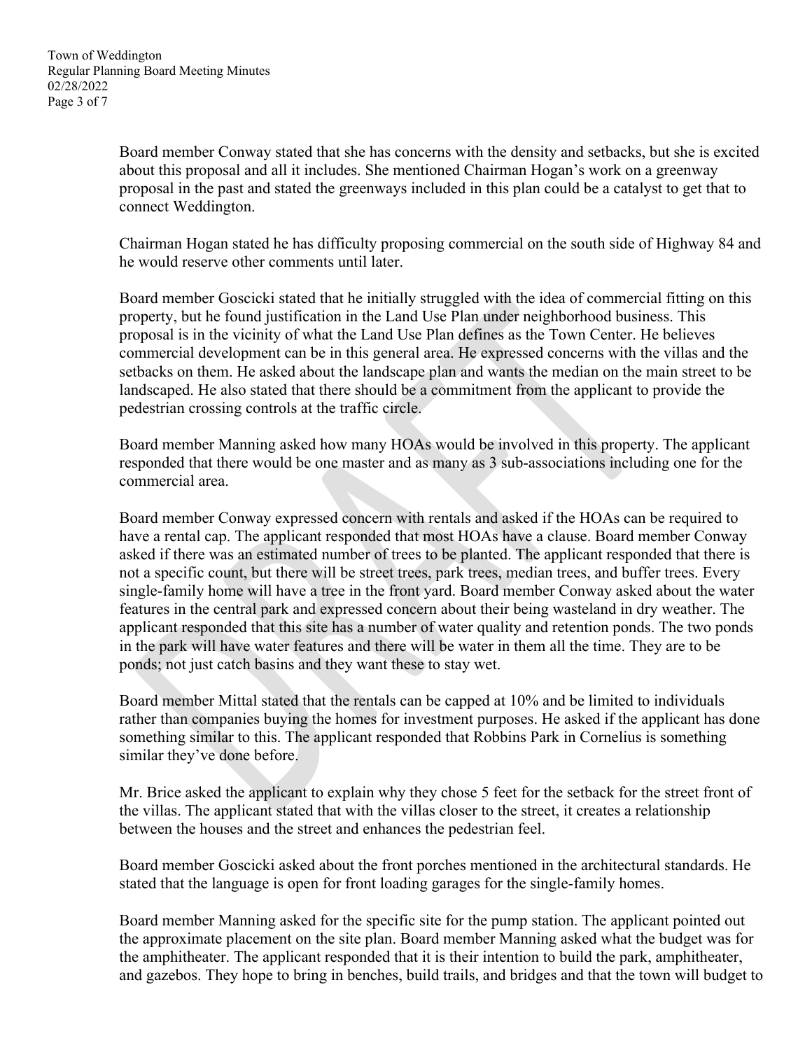Board member Conway stated that she has concerns with the density and setbacks, but she is excited about this proposal and all it includes. She mentioned Chairman Hogan's work on a greenway proposal in the past and stated the greenways included in this plan could be a catalyst to get that to connect Weddington.

Chairman Hogan stated he has difficulty proposing commercial on the south side of Highway 84 and he would reserve other comments until later.

Board member Goscicki stated that he initially struggled with the idea of commercial fitting on this property, but he found justification in the Land Use Plan under neighborhood business. This proposal is in the vicinity of what the Land Use Plan defines as the Town Center. He believes commercial development can be in this general area. He expressed concerns with the villas and the setbacks on them. He asked about the landscape plan and wants the median on the main street to be landscaped. He also stated that there should be a commitment from the applicant to provide the pedestrian crossing controls at the traffic circle.

Board member Manning asked how many HOAs would be involved in this property. The applicant responded that there would be one master and as many as 3 sub-associations including one for the commercial area.

Board member Conway expressed concern with rentals and asked if the HOAs can be required to have a rental cap. The applicant responded that most HOAs have a clause. Board member Conway asked if there was an estimated number of trees to be planted. The applicant responded that there is not a specific count, but there will be street trees, park trees, median trees, and buffer trees. Every single-family home will have a tree in the front yard. Board member Conway asked about the water features in the central park and expressed concern about their being wasteland in dry weather. The applicant responded that this site has a number of water quality and retention ponds. The two ponds in the park will have water features and there will be water in them all the time. They are to be ponds; not just catch basins and they want these to stay wet.

Board member Mittal stated that the rentals can be capped at 10% and be limited to individuals rather than companies buying the homes for investment purposes. He asked if the applicant has done something similar to this. The applicant responded that Robbins Park in Cornelius is something similar they've done before.

Mr. Brice asked the applicant to explain why they chose 5 feet for the setback for the street front of the villas. The applicant stated that with the villas closer to the street, it creates a relationship between the houses and the street and enhances the pedestrian feel.

Board member Goscicki asked about the front porches mentioned in the architectural standards. He stated that the language is open for front loading garages for the single-family homes.

Board member Manning asked for the specific site for the pump station. The applicant pointed out the approximate placement on the site plan. Board member Manning asked what the budget was for the amphitheater. The applicant responded that it is their intention to build the park, amphitheater, and gazebos. They hope to bring in benches, build trails, and bridges and that the town will budget to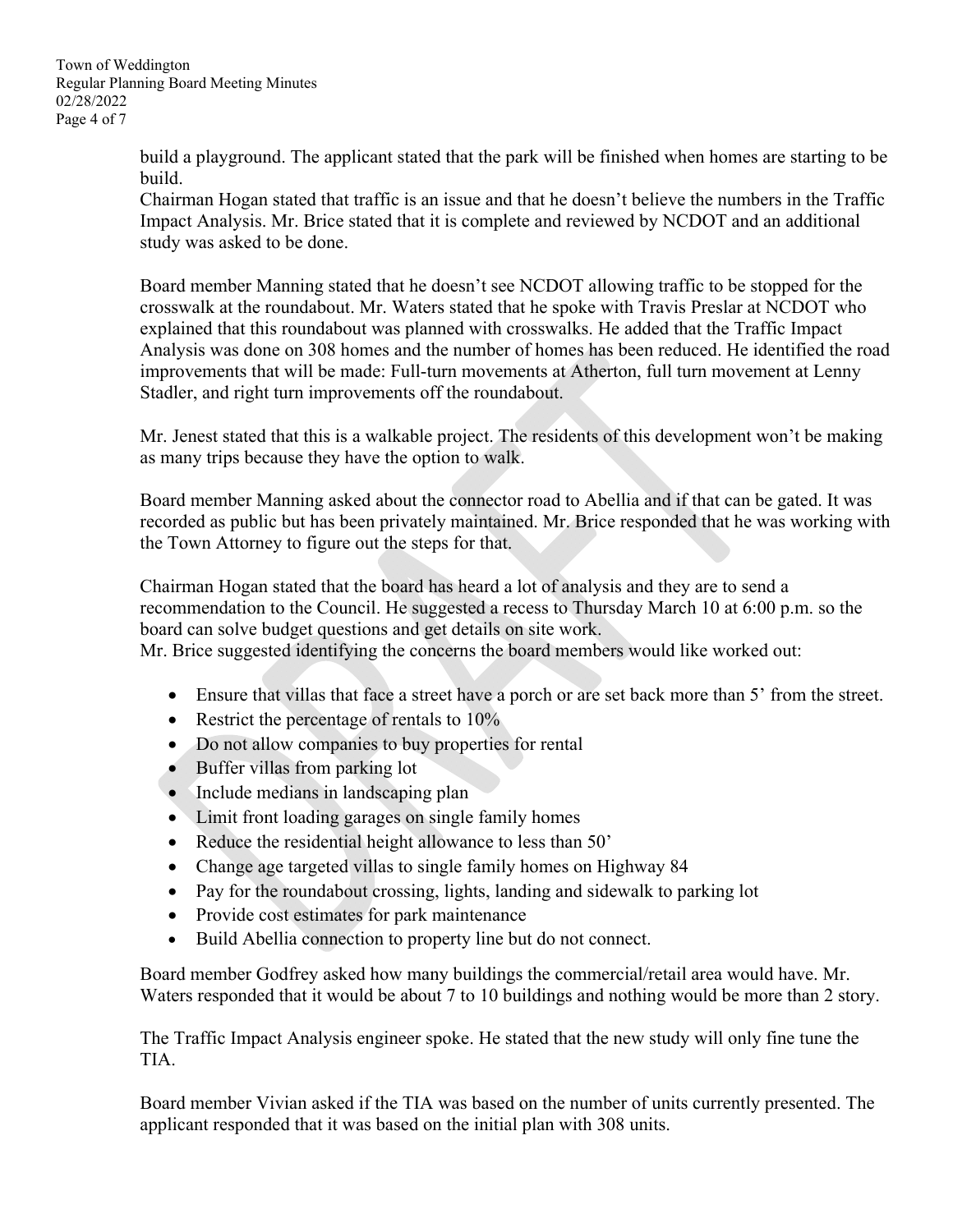build a playground. The applicant stated that the park will be finished when homes are starting to be build.

Chairman Hogan stated that traffic is an issue and that he doesn't believe the numbers in the Traffic Impact Analysis. Mr. Brice stated that it is complete and reviewed by NCDOT and an additional study was asked to be done.

Board member Manning stated that he doesn't see NCDOT allowing traffic to be stopped for the crosswalk at the roundabout. Mr. Waters stated that he spoke with Travis Preslar at NCDOT who explained that this roundabout was planned with crosswalks. He added that the Traffic Impact Analysis was done on 308 homes and the number of homes has been reduced. He identified the road improvements that will be made: Full-turn movements at Atherton, full turn movement at Lenny Stadler, and right turn improvements off the roundabout.

Mr. Jenest stated that this is a walkable project. The residents of this development won't be making as many trips because they have the option to walk.

Board member Manning asked about the connector road to Abellia and if that can be gated. It was recorded as public but has been privately maintained. Mr. Brice responded that he was working with the Town Attorney to figure out the steps for that.

Chairman Hogan stated that the board has heard a lot of analysis and they are to send a recommendation to the Council. He suggested a recess to Thursday March 10 at 6:00 p.m. so the board can solve budget questions and get details on site work.

Mr. Brice suggested identifying the concerns the board members would like worked out:

- Ensure that villas that face a street have a porch or are set back more than 5' from the street.
- Restrict the percentage of rentals to 10%
- Do not allow companies to buy properties for rental
- Buffer villas from parking lot
- Include medians in landscaping plan
- Limit front loading garages on single family homes
- Reduce the residential height allowance to less than 50'
- Change age targeted villas to single family homes on Highway 84
- Pay for the roundabout crossing, lights, landing and sidewalk to parking lot
- Provide cost estimates for park maintenance
- Build Abellia connection to property line but do not connect.

Board member Godfrey asked how many buildings the commercial/retail area would have. Mr. Waters responded that it would be about 7 to 10 buildings and nothing would be more than 2 story.

The Traffic Impact Analysis engineer spoke. He stated that the new study will only fine tune the TIA.

Board member Vivian asked if the TIA was based on the number of units currently presented. The applicant responded that it was based on the initial plan with 308 units.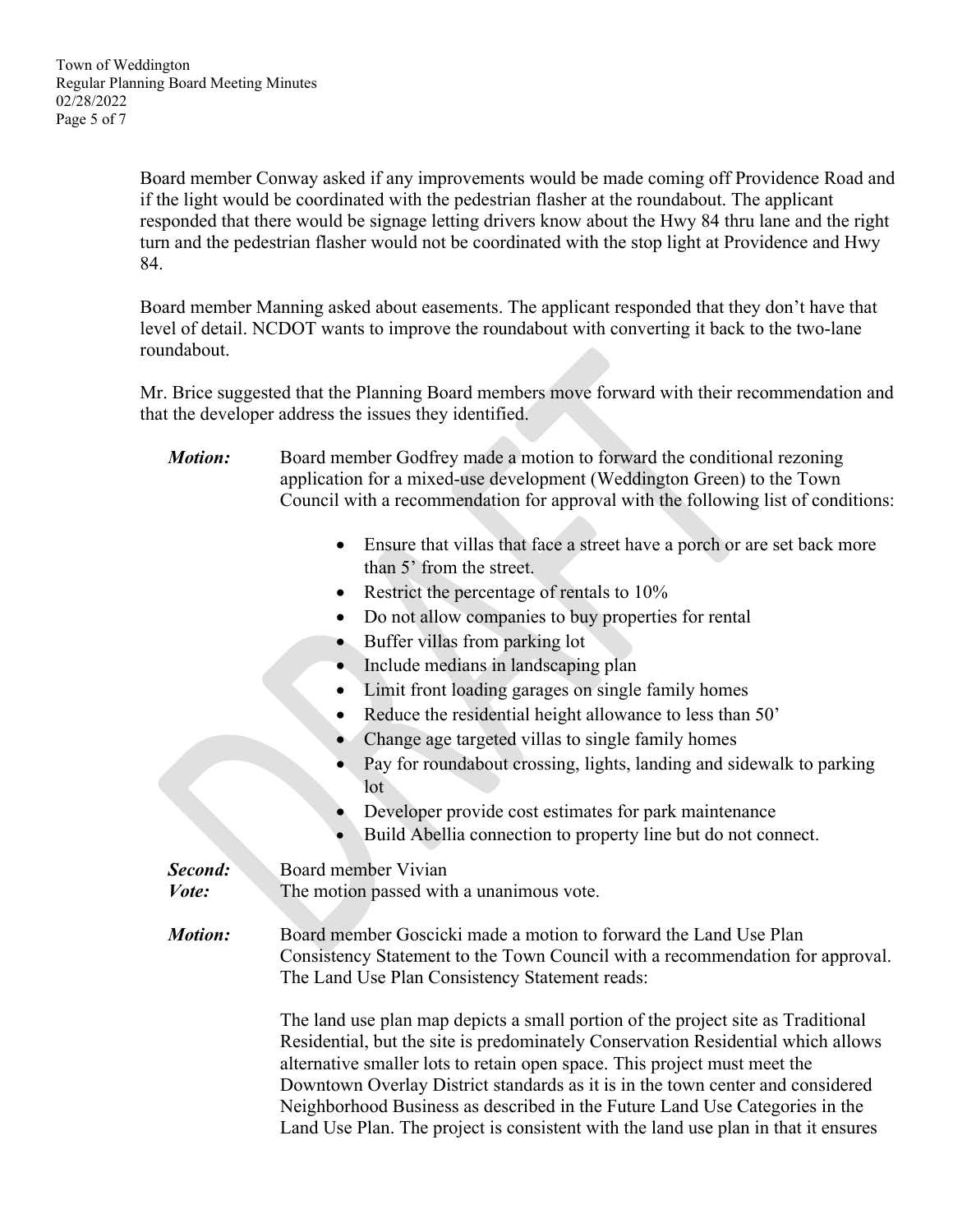Board member Conway asked if any improvements would be made coming off Providence Road and if the light would be coordinated with the pedestrian flasher at the roundabout. The applicant responded that there would be signage letting drivers know about the Hwy 84 thru lane and the right turn and the pedestrian flasher would not be coordinated with the stop light at Providence and Hwy 84.

Board member Manning asked about easements. The applicant responded that they don't have that level of detail. NCDOT wants to improve the roundabout with converting it back to the two-lane roundabout.

Mr. Brice suggested that the Planning Board members move forward with their recommendation and that the developer address the issues they identified.

***Motion:*** Board member Godfrey made a motion to forward the conditional rezoning application for a mixed-use development (Weddington Green) to the Town Council with a recommendation for approval with the following list of conditions:

- Ensure that villas that face a street have a porch or are set back more than 5' from the street.
- Restrict the percentage of rentals to 10%
- Do not allow companies to buy properties for rental
- Buffer villas from parking lot
- Include medians in landscaping plan
- Limit front loading garages on single family homes
- Reduce the residential height allowance to less than 50'
- Change age targeted villas to single family homes
- Pay for roundabout crossing, lights, landing and sidewalk to parking lot
- Developer provide cost estimates for park maintenance
- Build Abellia connection to property line but do not connect.

***Second:*** Board member Vivian
***Vote:*** The motion passed with a unanimous vote.

***Motion:*** Board member Goscicki made a motion to forward the Land Use Plan Consistency Statement to the Town Council with a recommendation for approval. The Land Use Plan Consistency Statement reads:

The land use plan map depicts a small portion of the project site as Traditional Residential, but the site is predominately Conservation Residential which allows alternative smaller lots to retain open space. This project must meet the Downtown Overlay District standards as it is in the town center and considered Neighborhood Business as described in the Future Land Use Categories in the Land Use Plan. The project is consistent with the land use plan in that it ensures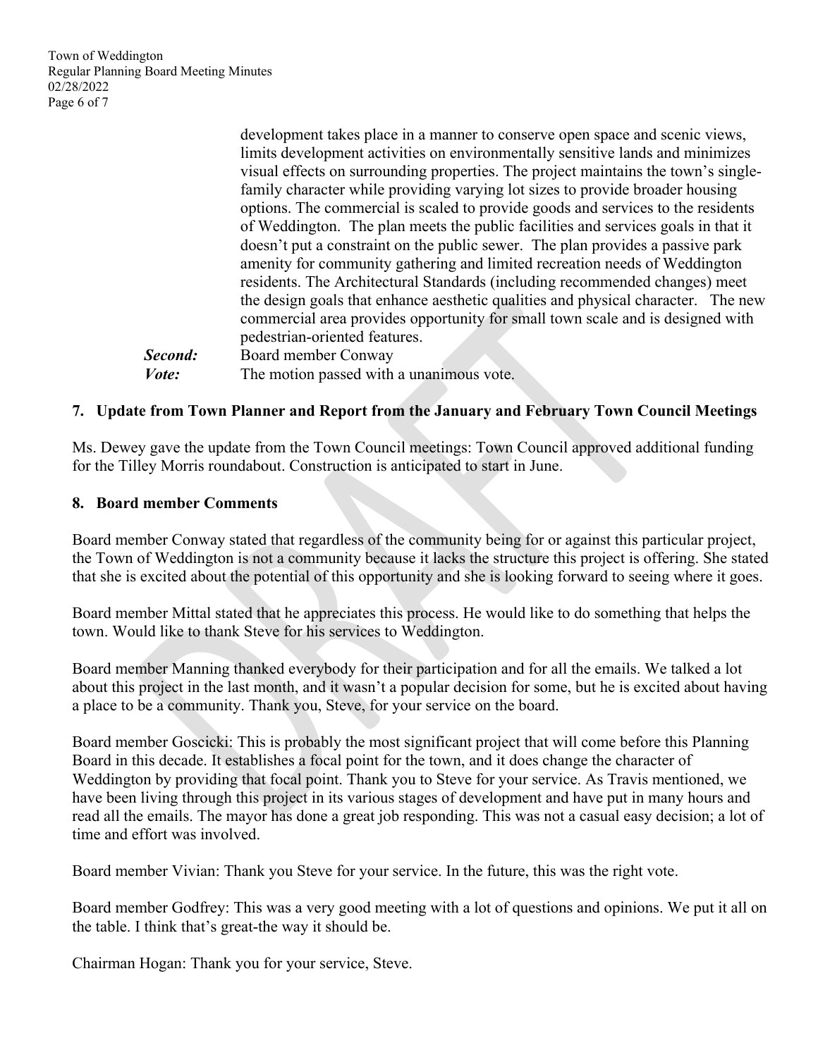development takes place in a manner to conserve open space and scenic views, limits development activities on environmentally sensitive lands and minimizes visual effects on surrounding properties. The project maintains the town's single-family character while providing varying lot sizes to provide broader housing options. The commercial is scaled to provide goods and services to the residents of Weddington. The plan meets the public facilities and services goals in that it doesn't put a constraint on the public sewer. The plan provides a passive park amenity for community gathering and limited recreation needs of Weddington residents. The Architectural Standards (including recommended changes) meet the design goals that enhance aesthetic qualities and physical character. The new commercial area provides opportunity for small town scale and is designed with pedestrian-oriented features.

***Second:*** Board member Conway

***Vote:*** The motion passed with a unanimous vote.

## 7. Update from Town Planner and Report from the January and February Town Council Meetings

Ms. Dewey gave the update from the Town Council meetings: Town Council approved additional funding for the Tilley Morris roundabout. Construction is anticipated to start in June.

## 8. Board member Comments

Board member Conway stated that regardless of the community being for or against this particular project, the Town of Weddington is not a community because it lacks the structure this project is offering. She stated that she is excited about the potential of this opportunity and she is looking forward to seeing where it goes.

Board member Mittal stated that he appreciates this process. He would like to do something that helps the town. Would like to thank Steve for his services to Weddington.

Board member Manning thanked everybody for their participation and for all the emails. We talked a lot about this project in the last month, and it wasn't a popular decision for some, but he is excited about having a place to be a community. Thank you, Steve, for your service on the board.

Board member Goscicki: This is probably the most significant project that will come before this Planning Board in this decade. It establishes a focal point for the town, and it does change the character of Weddington by providing that focal point. Thank you to Steve for your service. As Travis mentioned, we have been living through this project in its various stages of development and have put in many hours and read all the emails. The mayor has done a great job responding. This was not a casual easy decision; a lot of time and effort was involved.

Board member Vivian: Thank you Steve for your service. In the future, this was the right vote.

Board member Godfrey: This was a very good meeting with a lot of questions and opinions. We put it all on the table. I think that's great-the way it should be.

Chairman Hogan: Thank you for your service, Steve.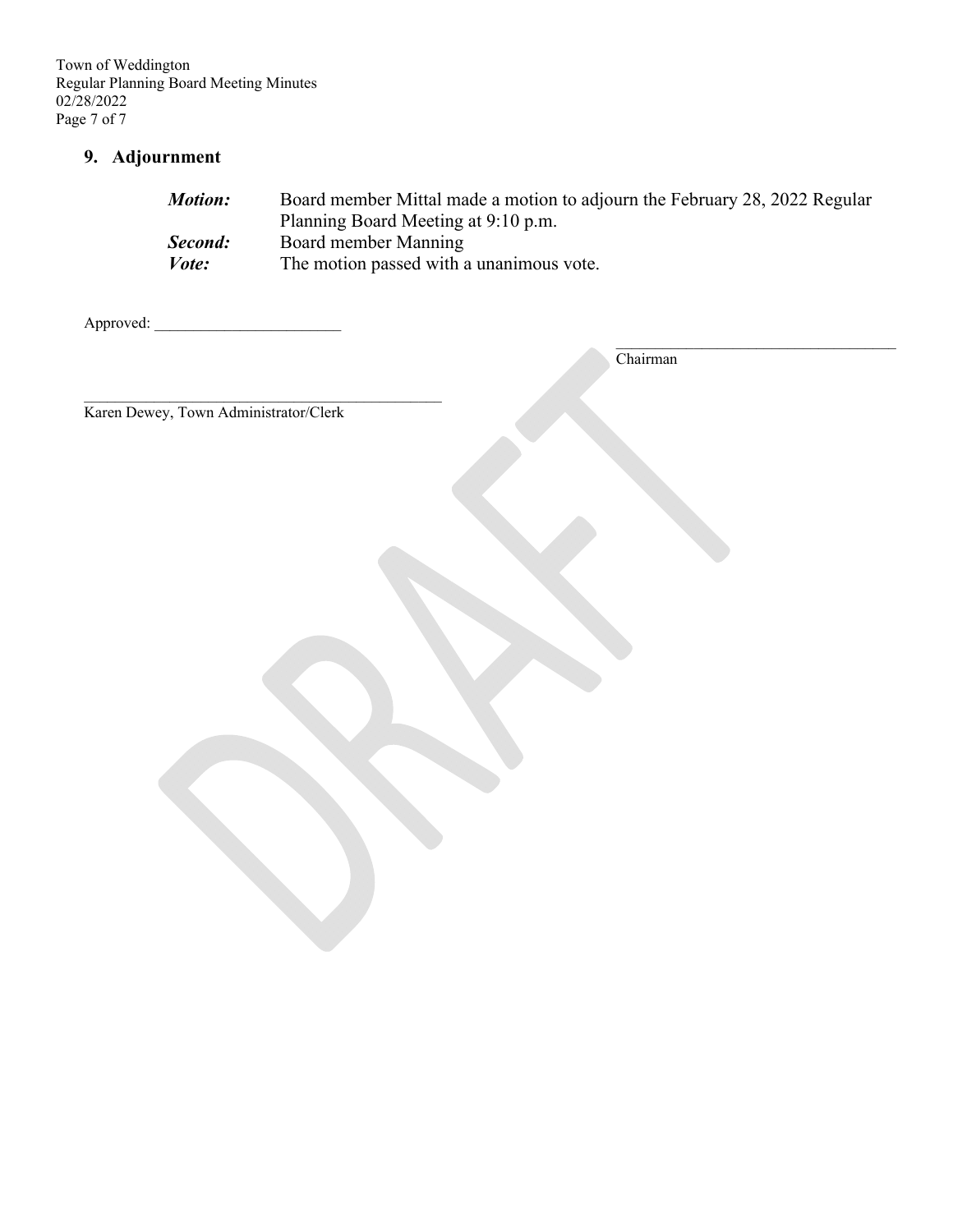## 9. Adjournment

***Motion:*** Board member Mittal made a motion to adjourn the February 28, 2022 Regular Planning Board Meeting at 9:10 p.m.
***Second:*** Board member Manning
***Vote:*** The motion passed with a unanimous vote.

Approved: ________________________

___________________________________
Chairman

_____________________________________________
Karen Dewey, Town Administrator/Clerk

DRAFT